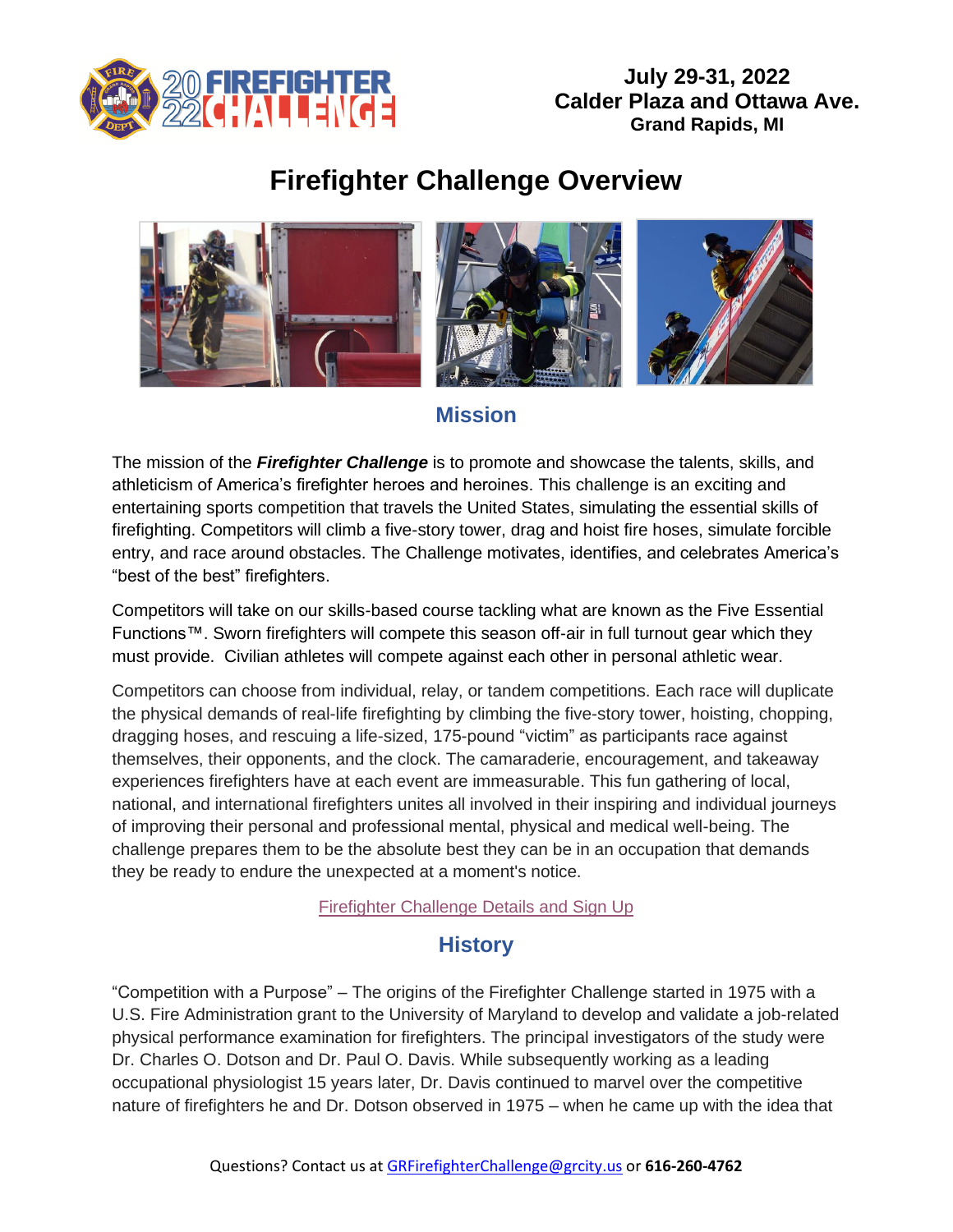**July 29-31, 2022**
**Calder Plaza and Ottawa Ave.**
**Grand Rapids, MI**

# Firefighter Challenge Overview

## Mission

The mission of the ***Firefighter Challenge*** is to promote and showcase the talents, skills, and athleticism of America's firefighter heroes and heroines. This challenge is an exciting and entertaining sports competition that travels the United States, simulating the essential skills of firefighting. Competitors will climb a five-story tower, drag and hoist fire hoses, simulate forcible entry, and race around obstacles. The Challenge motivates, identifies, and celebrates America's "best of the best" firefighters.

Competitors will take on our skills-based course tackling what are known as the Five Essential Functions™. Sworn firefighters will compete this season off-air in full turnout gear which they must provide. Civilian athletes will compete against each other in personal athletic wear.

Competitors can choose from individual, relay, or tandem competitions. Each race will duplicate the physical demands of real-life firefighting by climbing the five-story tower, hoisting, chopping, dragging hoses, and rescuing a life-sized, 175-pound "victim" as participants race against themselves, their opponents, and the clock. The camaraderie, encouragement, and takeaway experiences firefighters have at each event are immeasurable. This fun gathering of local, national, and international firefighters unites all involved in their inspiring and individual journeys of improving their personal and professional mental, physical and medical well-being. The challenge prepares them to be the absolute best they can be in an occupation that demands they be ready to endure the unexpected at a moment's notice.

Firefighter Challenge Details and Sign Up

## History

"Competition with a Purpose" – The origins of the Firefighter Challenge started in 1975 with a U.S. Fire Administration grant to the University of Maryland to develop and validate a job-related physical performance examination for firefighters. The principal investigators of the study were Dr. Charles O. Dotson and Dr. Paul O. Davis. While subsequently working as a leading occupational physiologist 15 years later, Dr. Davis continued to marvel over the competitive nature of firefighters he and Dr. Dotson observed in 1975 – when he came up with the idea that

Questions? Contact us at GRFirefighterChallenge@grcity.us or **616-260-4762**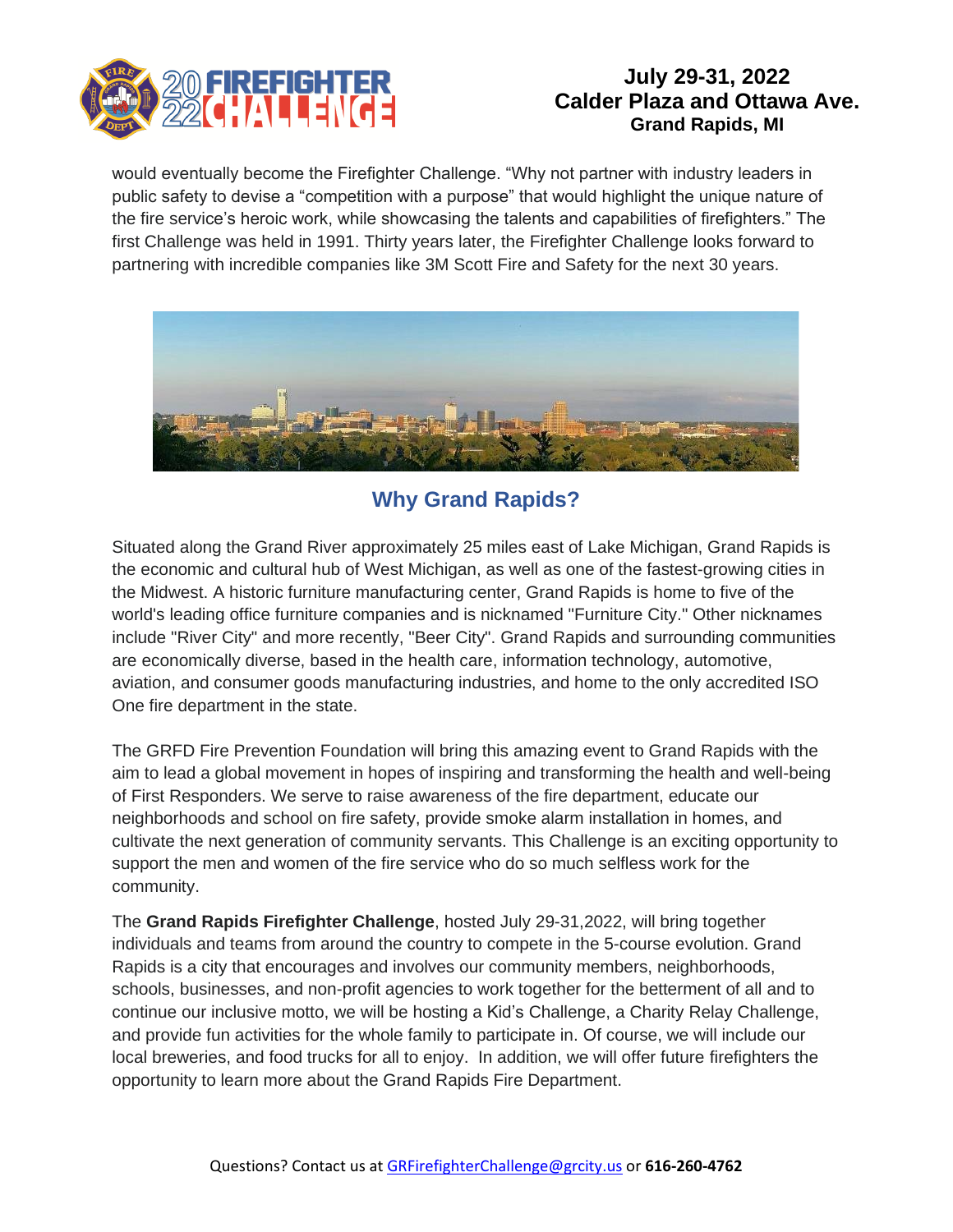would eventually become the Firefighter Challenge. “Why not partner with industry leaders in public safety to devise a “competition with a purpose” that would highlight the unique nature of the fire service’s heroic work, while showcasing the talents and capabilities of firefighters.” The first Challenge was held in 1991. Thirty years later, the Firefighter Challenge looks forward to partnering with incredible companies like 3M Scott Fire and Safety for the next 30 years.

## Why Grand Rapids?

Situated along the Grand River approximately 25 miles east of Lake Michigan, Grand Rapids is the economic and cultural hub of West Michigan, as well as one of the fastest-growing cities in the Midwest. A historic furniture manufacturing center, Grand Rapids is home to five of the world's leading office furniture companies and is nicknamed "Furniture City." Other nicknames include "River City" and more recently, "Beer City". Grand Rapids and surrounding communities are economically diverse, based in the health care, information technology, automotive, aviation, and consumer goods manufacturing industries, and home to the only accredited ISO One fire department in the state.

The GRFD Fire Prevention Foundation will bring this amazing event to Grand Rapids with the aim to lead a global movement in hopes of inspiring and transforming the health and well-being of First Responders. We serve to raise awareness of the fire department, educate our neighborhoods and school on fire safety, provide smoke alarm installation in homes, and cultivate the next generation of community servants. This Challenge is an exciting opportunity to support the men and women of the fire service who do so much selfless work for the community.

The **Grand Rapids Firefighter Challenge**, hosted July 29-31,2022, will bring together individuals and teams from around the country to compete in the 5-course evolution. Grand Rapids is a city that encourages and involves our community members, neighborhoods, schools, businesses, and non-profit agencies to work together for the betterment of all and to continue our inclusive motto, we will be hosting a Kid’s Challenge, a Charity Relay Challenge, and provide fun activities for the whole family to participate in. Of course, we will include our local breweries, and food trucks for all to enjoy. In addition, we will offer future firefighters the opportunity to learn more about the Grand Rapids Fire Department.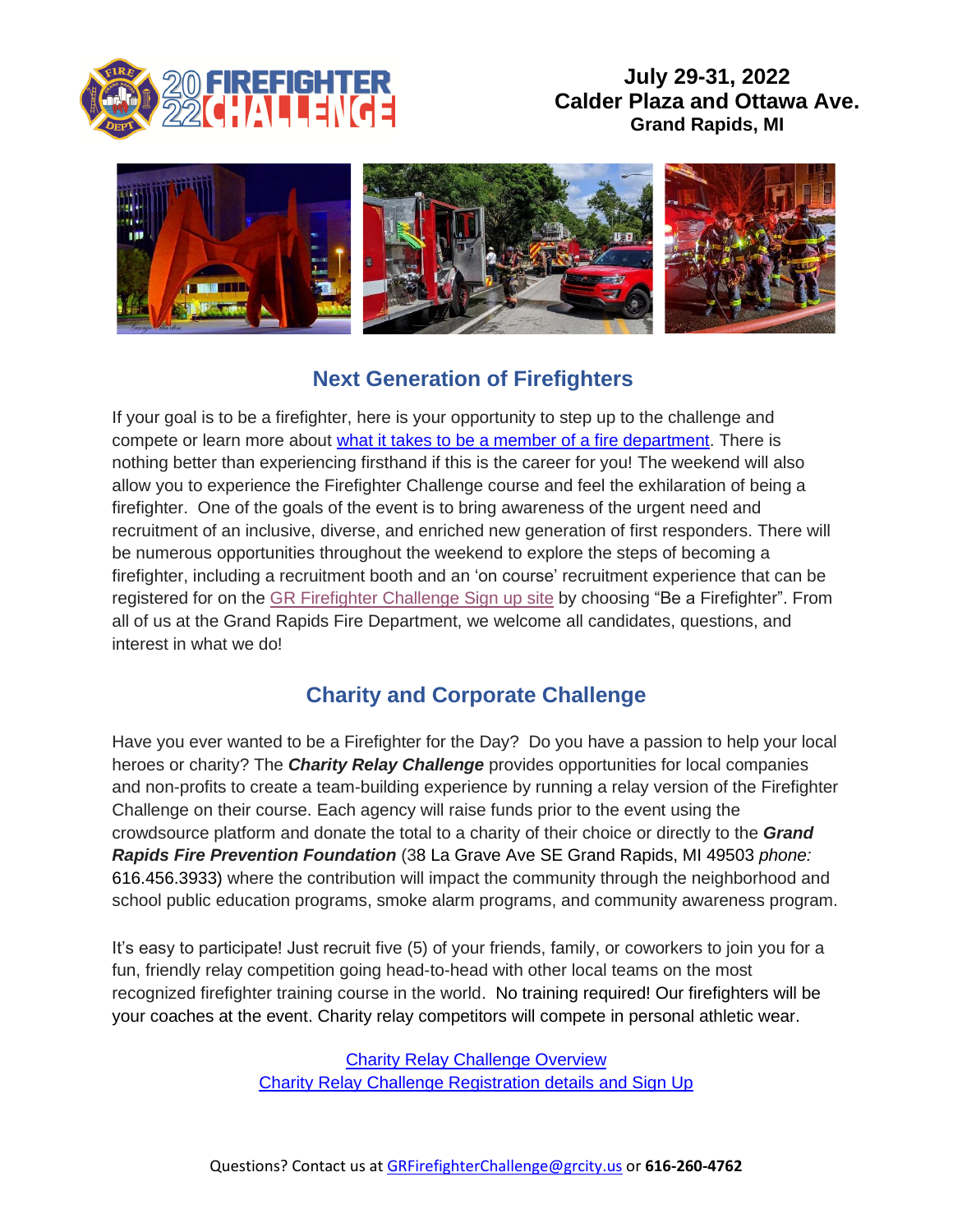**July 29-31, 2022**
**Calder Plaza and Ottawa Ave.**
**Grand Rapids, MI**

## Next Generation of Firefighters

If your goal is to be a firefighter, here is your opportunity to step up to the challenge and compete or learn more about [what it takes to be a member of a fire department](). There is nothing better than experiencing firsthand if this is the career for you! The weekend will also allow you to experience the Firefighter Challenge course and feel the exhilaration of being a firefighter. One of the goals of the event is to bring awareness of the urgent need and recruitment of an inclusive, diverse, and enriched new generation of first responders. There will be numerous opportunities throughout the weekend to explore the steps of becoming a firefighter, including a recruitment booth and an 'on course' recruitment experience that can be registered for on the [GR Firefighter Challenge Sign up site]() by choosing "Be a Firefighter". From all of us at the Grand Rapids Fire Department, we welcome all candidates, questions, and interest in what we do!

## Charity and Corporate Challenge

Have you ever wanted to be a Firefighter for the Day? Do you have a passion to help your local heroes or charity? The ***Charity Relay Challenge*** provides opportunities for local companies and non-profits to create a team-building experience by running a relay version of the Firefighter Challenge on their course. Each agency will raise funds prior to the event using the crowdsource platform and donate the total to a charity of their choice or directly to the ***Grand Rapids Fire Prevention Foundation*** (38 La Grave Ave SE Grand Rapids, MI 49503 *phone:* 616.456.3933) where the contribution will impact the community through the neighborhood and school public education programs, smoke alarm programs, and community awareness program.

It's easy to participate! Just recruit five (5) of your friends, family, or coworkers to join you for a fun, friendly relay competition going head-to-head with other local teams on the most recognized firefighter training course in the world. No training required! Our firefighters will be your coaches at the event. Charity relay competitors will compete in personal athletic wear.

[Charity Relay Challenge Overview]()
[Charity Relay Challenge Registration details and Sign Up]()

Questions? Contact us at [GRFirefighterChallenge@grcity.us]() or **616-260-4762**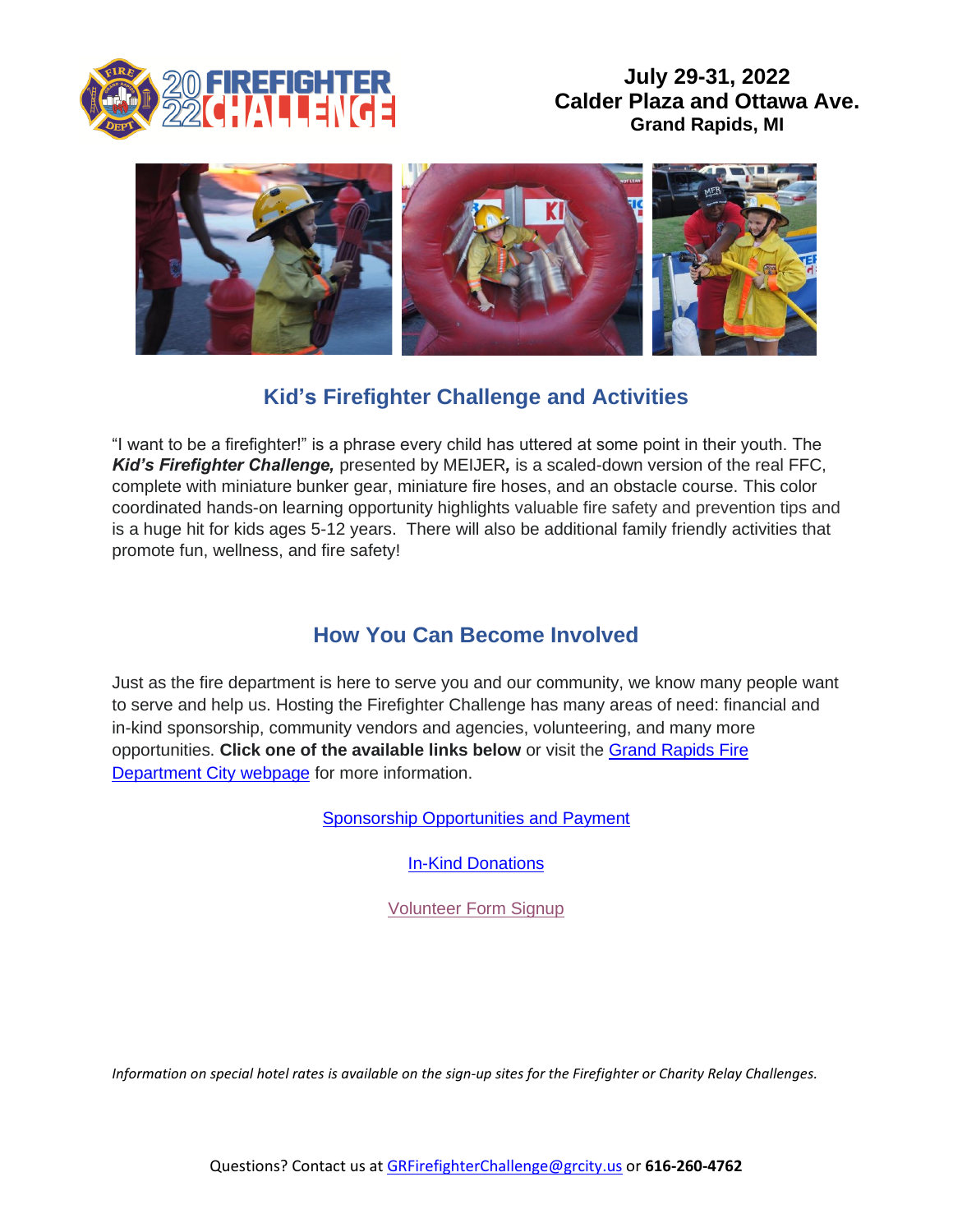July 29-31, 2022
**Calder Plaza and Ottawa Ave.**
**Grand Rapids, MI**

## Kid's Firefighter Challenge and Activities

"I want to be a firefighter!" is a phrase every child has uttered at some point in their youth. The ***Kid's Firefighter Challenge,*** presented by MEIJER, is a scaled-down version of the real FFC, complete with miniature bunker gear, miniature fire hoses, and an obstacle course. This color coordinated hands-on learning opportunity highlights valuable fire safety and prevention tips and is a huge hit for kids ages 5-12 years. There will also be additional family friendly activities that promote fun, wellness, and fire safety!

## How You Can Become Involved

Just as the fire department is here to serve you and our community, we know many people want to serve and help us. Hosting the Firefighter Challenge has many areas of need: financial and in-kind sponsorship, community vendors and agencies, volunteering, and many more opportunities. **Click one of the available links below** or visit the Grand Rapids Fire Department City webpage for more information.

Sponsorship Opportunities and Payment

In-Kind Donations

Volunteer Form Signup

*Information on special hotel rates is available on the sign-up sites for the Firefighter or Charity Relay Challenges.*

Questions? Contact us at GRFirefighterChallenge@grcity.us or **616-260-4762**